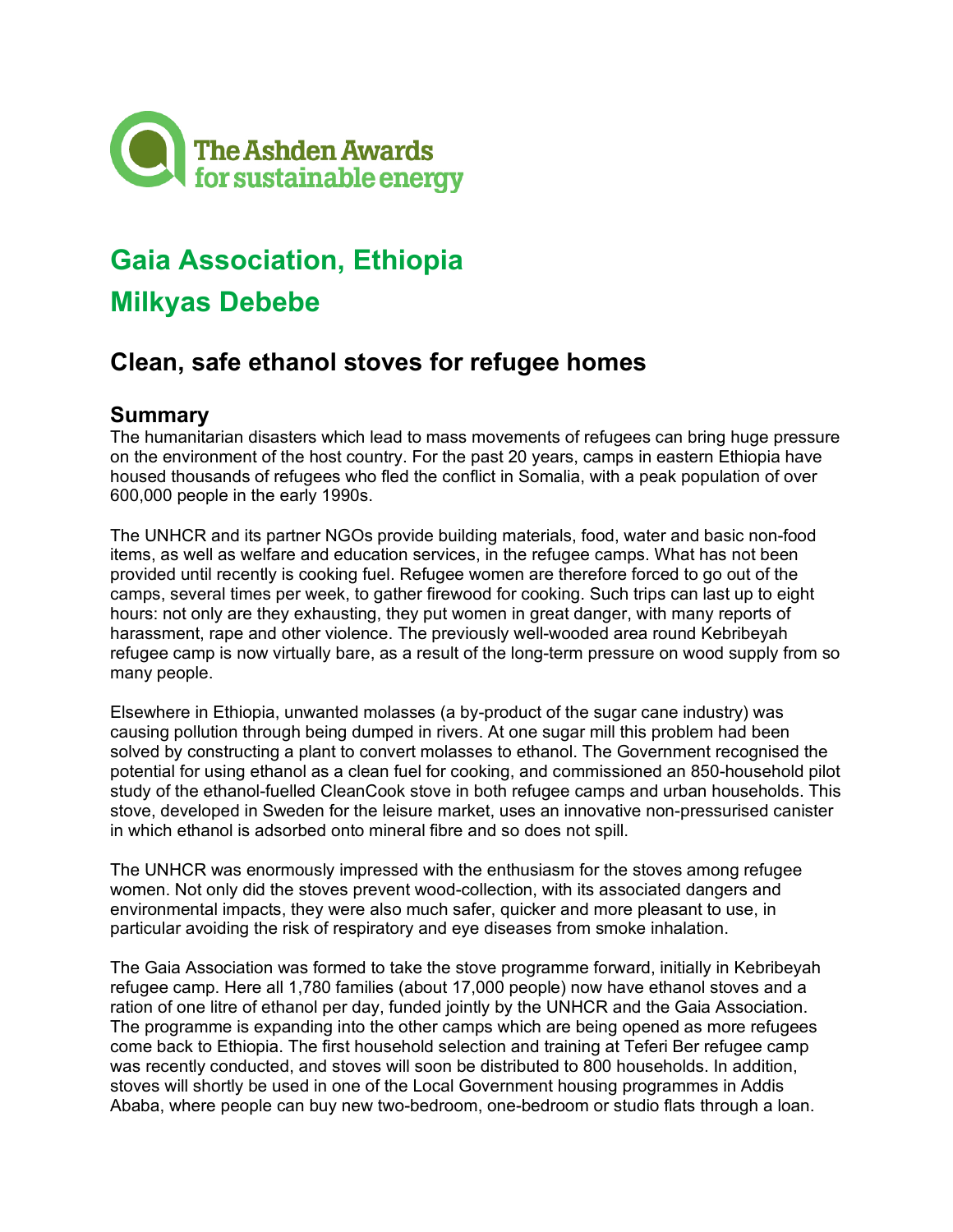The Ashden Awards for sustainable energy

# Gaia Association, Ethiopia

# Milkyas Debebe

## Clean, safe ethanol stoves for refugee homes

### Summary

The humanitarian disasters which lead to mass movements of refugees can bring huge pressure on the environment of the host country. For the past 20 years, camps in eastern Ethiopia have housed thousands of refugees who fled the conflict in Somalia, with a peak population of over 600,000 people in the early 1990s.

The UNHCR and its partner NGOs provide building materials, food, water and basic non-food items, as well as welfare and education services, in the refugee camps. What has not been provided until recently is cooking fuel. Refugee women are therefore forced to go out of the camps, several times per week, to gather firewood for cooking. Such trips can last up to eight hours: not only are they exhausting, they put women in great danger, with many reports of harassment, rape and other violence. The previously well-wooded area round Kebribeyah refugee camp is now virtually bare, as a result of the long-term pressure on wood supply from so many people.

Elsewhere in Ethiopia, unwanted molasses (a by-product of the sugar cane industry) was causing pollution through being dumped in rivers. At one sugar mill this problem had been solved by constructing a plant to convert molasses to ethanol. The Government recognised the potential for using ethanol as a clean fuel for cooking, and commissioned an 850-household pilot study of the ethanol-fuelled CleanCook stove in both refugee camps and urban households. This stove, developed in Sweden for the leisure market, uses an innovative non-pressurised canister in which ethanol is adsorbed onto mineral fibre and so does not spill.

The UNHCR was enormously impressed with the enthusiasm for the stoves among refugee women. Not only did the stoves prevent wood-collection, with its associated dangers and environmental impacts, they were also much safer, quicker and more pleasant to use, in particular avoiding the risk of respiratory and eye diseases from smoke inhalation.

The Gaia Association was formed to take the stove programme forward, initially in Kebribeyah refugee camp. Here all 1,780 families (about 17,000 people) now have ethanol stoves and a ration of one litre of ethanol per day, funded jointly by the UNHCR and the Gaia Association. The programme is expanding into the other camps which are being opened as more refugees come back to Ethiopia. The first household selection and training at Teferi Ber refugee camp was recently conducted, and stoves will soon be distributed to 800 households. In addition, stoves will shortly be used in one of the Local Government housing programmes in Addis Ababa, where people can buy new two-bedroom, one-bedroom or studio flats through a loan.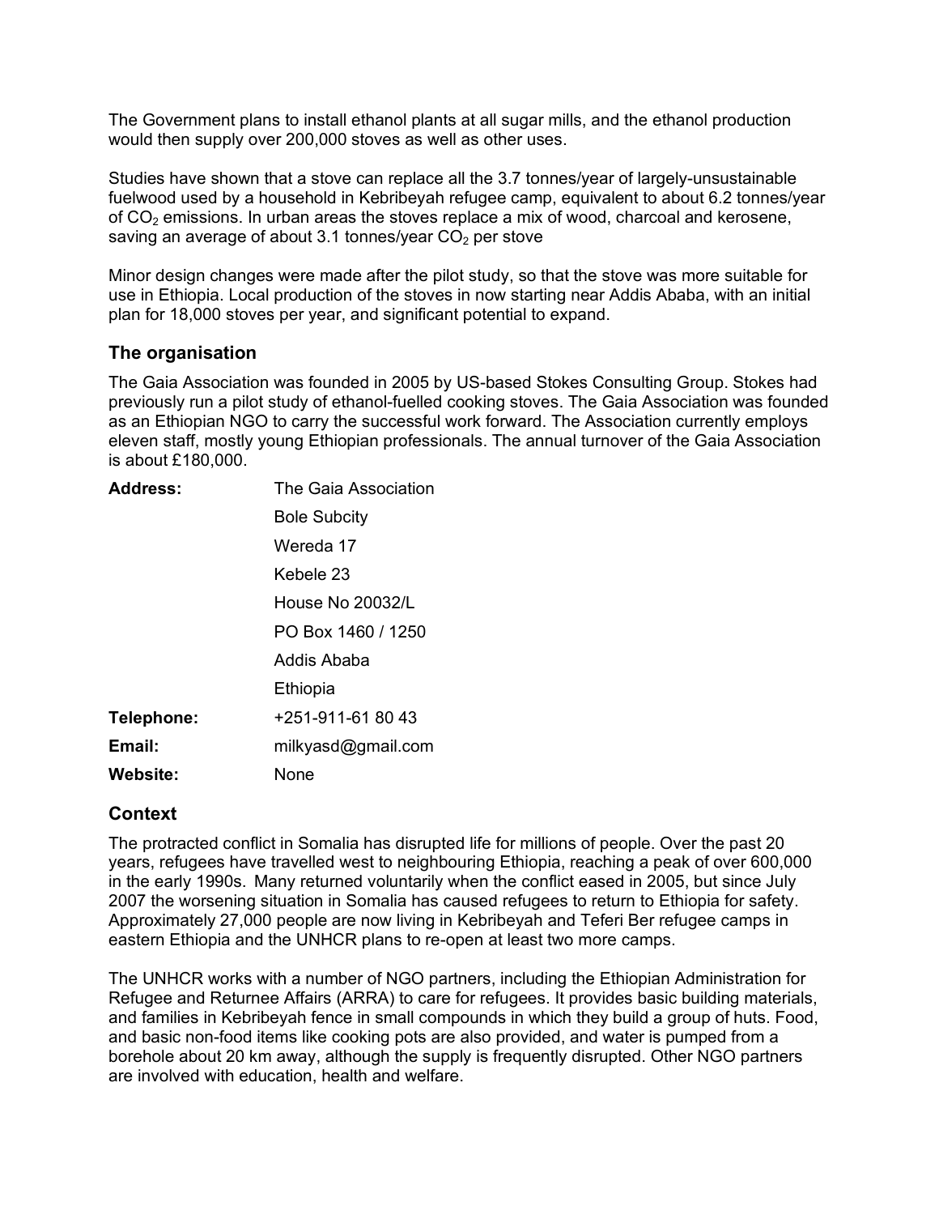The Government plans to install ethanol plants at all sugar mills, and the ethanol production would then supply over 200,000 stoves as well as other uses.

Studies have shown that a stove can replace all the 3.7 tonnes/year of largely-unsustainable fuelwood used by a household in Kebribeyah refugee camp, equivalent to about 6.2 tonnes/year of $CO_2$ emissions. In urban areas the stoves replace a mix of wood, charcoal and kerosene, saving an average of about 3.1 tonnes/year $CO_2$ per stove

Minor design changes were made after the pilot study, so that the stove was more suitable for use in Ethiopia. Local production of the stoves in now starting near Addis Ababa, with an initial plan for 18,000 stoves per year, and significant potential to expand.

## The organisation

The Gaia Association was founded in 2005 by US-based Stokes Consulting Group. Stokes had previously run a pilot study of ethanol-fuelled cooking stoves. The Gaia Association was founded as an Ethiopian NGO to carry the successful work forward. The Association currently employs eleven staff, mostly young Ethiopian professionals. The annual turnover of the Gaia Association is about £180,000.

**Address:** The Gaia Association
Bole Subcity
Wereda 17
Kebele 23
House No 20032/L
PO Box 1460 / 1250
Addis Ababa
Ethiopia

**Telephone:** +251-911-61 80 43

**Email:** milkyasd@gmail.com

**Website:** None

## Context

The protracted conflict in Somalia has disrupted life for millions of people. Over the past 20 years, refugees have travelled west to neighbouring Ethiopia, reaching a peak of over 600,000 in the early 1990s. Many returned voluntarily when the conflict eased in 2005, but since July 2007 the worsening situation in Somalia has caused refugees to return to Ethiopia for safety. Approximately 27,000 people are now living in Kebribeyah and Teferi Ber refugee camps in eastern Ethiopia and the UNHCR plans to re-open at least two more camps.

The UNHCR works with a number of NGO partners, including the Ethiopian Administration for Refugee and Returnee Affairs (ARRA) to care for refugees. It provides basic building materials, and families in Kebribeyah fence in small compounds in which they build a group of huts. Food, and basic non-food items like cooking pots are also provided, and water is pumped from a borehole about 20 km away, although the supply is frequently disrupted. Other NGO partners are involved with education, health and welfare.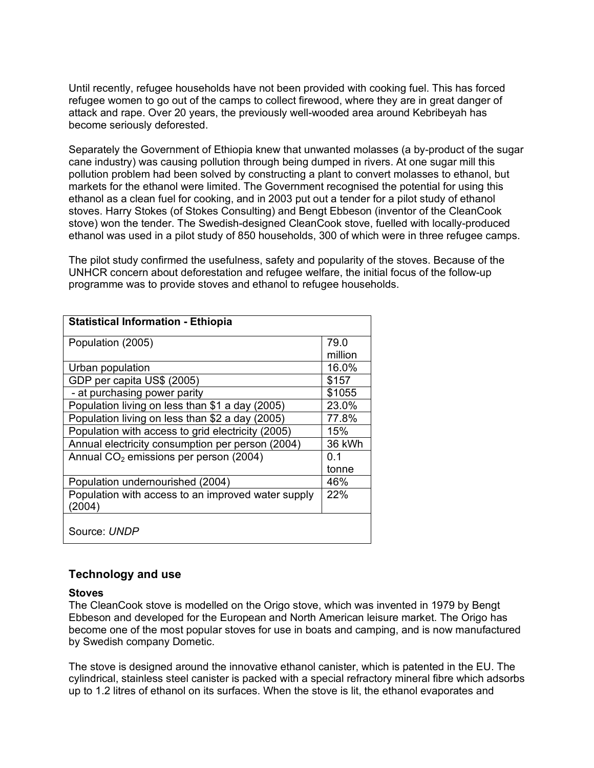Until recently, refugee households have not been provided with cooking fuel. This has forced refugee women to go out of the camps to collect firewood, where they are in great danger of attack and rape. Over 20 years, the previously well-wooded area around Kebribeyah has become seriously deforested.

Separately the Government of Ethiopia knew that unwanted molasses (a by-product of the sugar cane industry) was causing pollution through being dumped in rivers. At one sugar mill this pollution problem had been solved by constructing a plant to convert molasses to ethanol, but markets for the ethanol were limited. The Government recognised the potential for using this ethanol as a clean fuel for cooking, and in 2003 put out a tender for a pilot study of ethanol stoves. Harry Stokes (of Stokes Consulting) and Bengt Ebbeson (inventor of the CleanCook stove) won the tender. The Swedish-designed CleanCook stove, fuelled with locally-produced ethanol was used in a pilot study of 850 households, 300 of which were in three refugee camps.

The pilot study confirmed the usefulness, safety and popularity of the stoves. Because of the UNHCR concern about deforestation and refugee welfare, the initial focus of the follow-up programme was to provide stoves and ethanol to refugee households.

| **Statistical Information - Ethiopia** | |
|---|---|
| Population (2005) | 79.0 million |
| Urban population | 16.0% |
| GDP per capita US$ (2005) | $157 |
| - at purchasing power parity | $1055 |
| Population living on less than $1 a day (2005) | 23.0% |
| Population living on less than $2 a day (2005) | 77.8% |
| Population with access to grid electricity (2005) | 15% |
| Annual electricity consumption per person (2004) | 36 kWh |
| Annual $CO_2$ emissions per person (2004) | 0.1 tonne |
| Population undernourished (2004) | 46% |
| Population with access to an improved water supply (2004) | 22% |
| Source: *UNDP* | |

## Technology and use

### Stoves

The CleanCook stove is modelled on the Origo stove, which was invented in 1979 by Bengt Ebbeson and developed for the European and North American leisure market. The Origo has become one of the most popular stoves for use in boats and camping, and is now manufactured by Swedish company Dometic.

The stove is designed around the innovative ethanol canister, which is patented in the EU. The cylindrical, stainless steel canister is packed with a special refractory mineral fibre which adsorbs up to 1.2 litres of ethanol on its surfaces. When the stove is lit, the ethanol evaporates and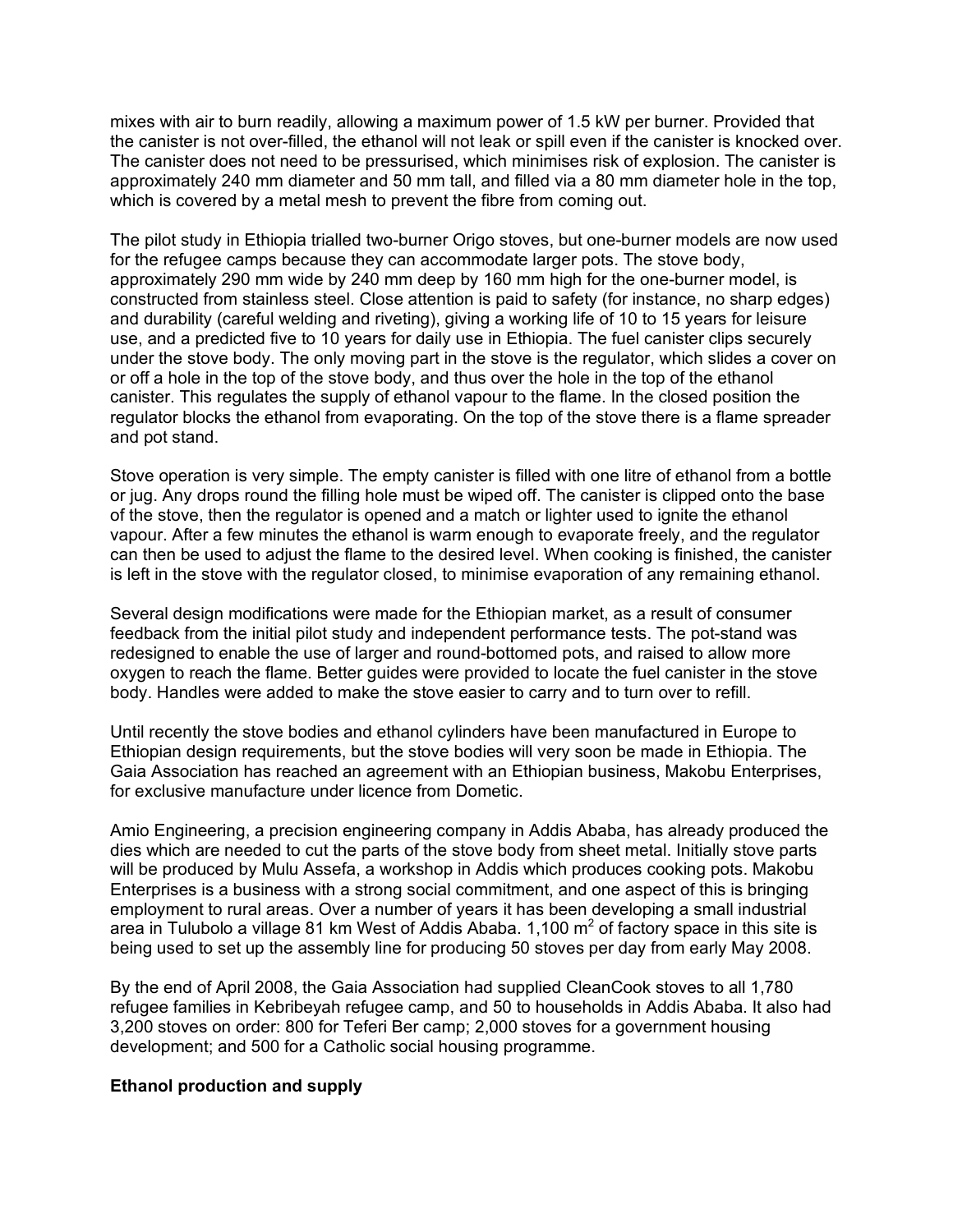mixes with air to burn readily, allowing a maximum power of 1.5 kW per burner. Provided that the canister is not over-filled, the ethanol will not leak or spill even if the canister is knocked over. The canister does not need to be pressurised, which minimises risk of explosion. The canister is approximately 240 mm diameter and 50 mm tall, and filled via a 80 mm diameter hole in the top, which is covered by a metal mesh to prevent the fibre from coming out.

The pilot study in Ethiopia trialled two-burner Origo stoves, but one-burner models are now used for the refugee camps because they can accommodate larger pots. The stove body, approximately 290 mm wide by 240 mm deep by 160 mm high for the one-burner model, is constructed from stainless steel. Close attention is paid to safety (for instance, no sharp edges) and durability (careful welding and riveting), giving a working life of 10 to 15 years for leisure use, and a predicted five to 10 years for daily use in Ethiopia. The fuel canister clips securely under the stove body. The only moving part in the stove is the regulator, which slides a cover on or off a hole in the top of the stove body, and thus over the hole in the top of the ethanol canister. This regulates the supply of ethanol vapour to the flame. In the closed position the regulator blocks the ethanol from evaporating. On the top of the stove there is a flame spreader and pot stand.

Stove operation is very simple. The empty canister is filled with one litre of ethanol from a bottle or jug. Any drops round the filling hole must be wiped off. The canister is clipped onto the base of the stove, then the regulator is opened and a match or lighter used to ignite the ethanol vapour. After a few minutes the ethanol is warm enough to evaporate freely, and the regulator can then be used to adjust the flame to the desired level. When cooking is finished, the canister is left in the stove with the regulator closed, to minimise evaporation of any remaining ethanol.

Several design modifications were made for the Ethiopian market, as a result of consumer feedback from the initial pilot study and independent performance tests. The pot-stand was redesigned to enable the use of larger and round-bottomed pots, and raised to allow more oxygen to reach the flame. Better guides were provided to locate the fuel canister in the stove body. Handles were added to make the stove easier to carry and to turn over to refill.

Until recently the stove bodies and ethanol cylinders have been manufactured in Europe to Ethiopian design requirements, but the stove bodies will very soon be made in Ethiopia. The Gaia Association has reached an agreement with an Ethiopian business, Makobu Enterprises, for exclusive manufacture under licence from Dometic.

Amio Engineering, a precision engineering company in Addis Ababa, has already produced the dies which are needed to cut the parts of the stove body from sheet metal. Initially stove parts will be produced by Mulu Assefa, a workshop in Addis which produces cooking pots. Makobu Enterprises is a business with a strong social commitment, and one aspect of this is bringing employment to rural areas. Over a number of years it has been developing a small industrial area in Tulubolo a village 81 km West of Addis Ababa. 1,100 $m^2$ of factory space in this site is being used to set up the assembly line for producing 50 stoves per day from early May 2008.

By the end of April 2008, the Gaia Association had supplied CleanCook stoves to all 1,780 refugee families in Kebribeyah refugee camp, and 50 to households in Addis Ababa. It also had 3,200 stoves on order: 800 for Teferi Ber camp; 2,000 stoves for a government housing development; and 500 for a Catholic social housing programme.

**Ethanol production and supply**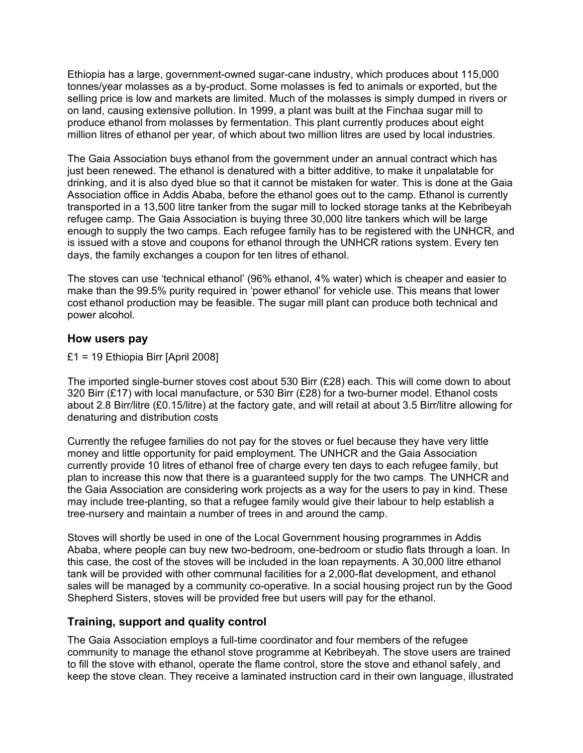Ethiopia has a large, government-owned sugar-cane industry, which produces about 115,000 tonnes/year molasses as a by-product. Some molasses is fed to animals or exported, but the selling price is low and markets are limited. Much of the molasses is simply dumped in rivers or on land, causing extensive pollution. In 1999, a plant was built at the Finchaa sugar mill to produce ethanol from molasses by fermentation. This plant currently produces about eight million litres of ethanol per year, of which about two million litres are used by local industries.

The Gaia Association buys ethanol from the government under an annual contract which has just been renewed. The ethanol is denatured with a bitter additive, to make it unpalatable for drinking, and it is also dyed blue so that it cannot be mistaken for water. This is done at the Gaia Association office in Addis Ababa, before the ethanol goes out to the camp. Ethanol is currently transported in a 13,500 litre tanker from the sugar mill to locked storage tanks at the Kebribeyah refugee camp. The Gaia Association is buying three 30,000 litre tankers which will be large enough to supply the two camps. Each refugee family has to be registered with the UNHCR, and is issued with a stove and coupons for ethanol through the UNHCR rations system. Every ten days, the family exchanges a coupon for ten litres of ethanol.

The stoves can use 'technical ethanol' (96% ethanol, 4% water) which is cheaper and easier to make than the 99.5% purity required in 'power ethanol' for vehicle use. This means that lower cost ethanol production may be feasible. The sugar mill plant can produce both technical and power alcohol.

## How users pay

£1 = 19 Ethiopia Birr [April 2008]

The imported single-burner stoves cost about 530 Birr (£28) each. This will come down to about 320 Birr (£17) with local manufacture, or 530 Birr (£28) for a two-burner model. Ethanol costs about 2.8 Birr/litre (£0.15/litre) at the factory gate, and will retail at about 3.5 Birr/litre allowing for denaturing and distribution costs

Currently the refugee families do not pay for the stoves or fuel because they have very little money and little opportunity for paid employment. The UNHCR and the Gaia Association currently provide 10 litres of ethanol free of charge every ten days to each refugee family, but plan to increase this now that there is a guaranteed supply for the two camps. The UNHCR and the Gaia Association are considering work projects as a way for the users to pay in kind. These may include tree-planting, so that a refugee family would give their labour to help establish a tree-nursery and maintain a number of trees in and around the camp.

Stoves will shortly be used in one of the Local Government housing programmes in Addis Ababa, where people can buy new two-bedroom, one-bedroom or studio flats through a loan. In this case, the cost of the stoves will be included in the loan repayments. A 30,000 litre ethanol tank will be provided with other communal facilities for a 2,000-flat development, and ethanol sales will be managed by a community co-operative. In a social housing project run by the Good Shepherd Sisters, stoves will be provided free but users will pay for the ethanol.

## Training, support and quality control

The Gaia Association employs a full-time coordinator and four members of the refugee community to manage the ethanol stove programme at Kebribeyah. The stove users are trained to fill the stove with ethanol, operate the flame control, store the stove and ethanol safely, and keep the stove clean. They receive a laminated instruction card in their own language, illustrated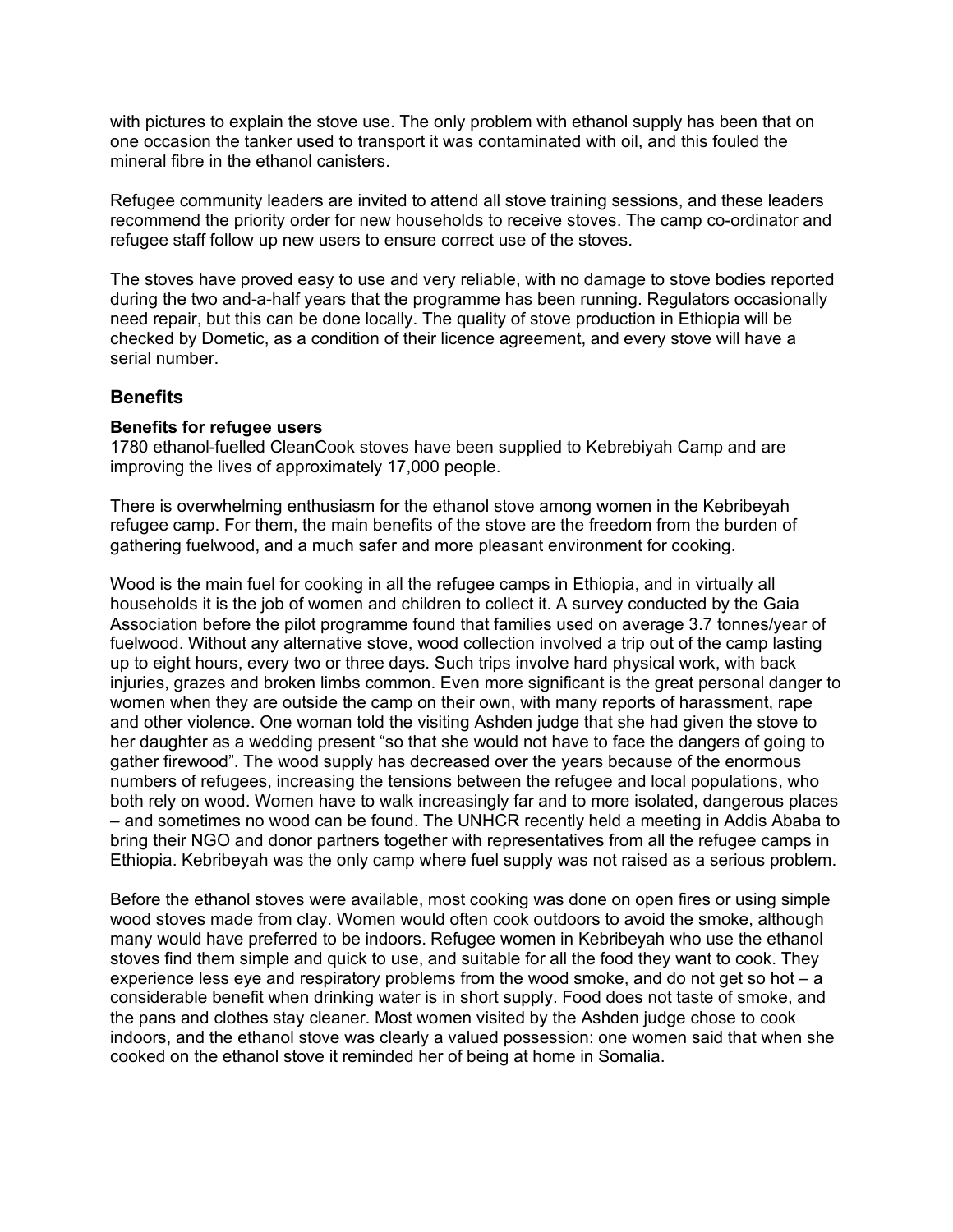with pictures to explain the stove use. The only problem with ethanol supply has been that on one occasion the tanker used to transport it was contaminated with oil, and this fouled the mineral fibre in the ethanol canisters.

Refugee community leaders are invited to attend all stove training sessions, and these leaders recommend the priority order for new households to receive stoves. The camp co-ordinator and refugee staff follow up new users to ensure correct use of the stoves.

The stoves have proved easy to use and very reliable, with no damage to stove bodies reported during the two and-a-half years that the programme has been running. Regulators occasionally need repair, but this can be done locally. The quality of stove production in Ethiopia will be checked by Dometic, as a condition of their licence agreement, and every stove will have a serial number.

## Benefits

### Benefits for refugee users

1780 ethanol-fuelled CleanCook stoves have been supplied to Kebrebiyah Camp and are improving the lives of approximately 17,000 people.

There is overwhelming enthusiasm for the ethanol stove among women in the Kebribeyah refugee camp. For them, the main benefits of the stove are the freedom from the burden of gathering fuelwood, and a much safer and more pleasant environment for cooking.

Wood is the main fuel for cooking in all the refugee camps in Ethiopia, and in virtually all households it is the job of women and children to collect it. A survey conducted by the Gaia Association before the pilot programme found that families used on average 3.7 tonnes/year of fuelwood. Without any alternative stove, wood collection involved a trip out of the camp lasting up to eight hours, every two or three days. Such trips involve hard physical work, with back injuries, grazes and broken limbs common. Even more significant is the great personal danger to women when they are outside the camp on their own, with many reports of harassment, rape and other violence. One woman told the visiting Ashden judge that she had given the stove to her daughter as a wedding present “so that she would not have to face the dangers of going to gather firewood”. The wood supply has decreased over the years because of the enormous numbers of refugees, increasing the tensions between the refugee and local populations, who both rely on wood. Women have to walk increasingly far and to more isolated, dangerous places – and sometimes no wood can be found. The UNHCR recently held a meeting in Addis Ababa to bring their NGO and donor partners together with representatives from all the refugee camps in Ethiopia. Kebribeyah was the only camp where fuel supply was not raised as a serious problem.

Before the ethanol stoves were available, most cooking was done on open fires or using simple wood stoves made from clay. Women would often cook outdoors to avoid the smoke, although many would have preferred to be indoors. Refugee women in Kebribeyah who use the ethanol stoves find them simple and quick to use, and suitable for all the food they want to cook. They experience less eye and respiratory problems from the wood smoke, and do not get so hot – a considerable benefit when drinking water is in short supply. Food does not taste of smoke, and the pans and clothes stay cleaner. Most women visited by the Ashden judge chose to cook indoors, and the ethanol stove was clearly a valued possession: one women said that when she cooked on the ethanol stove it reminded her of being at home in Somalia.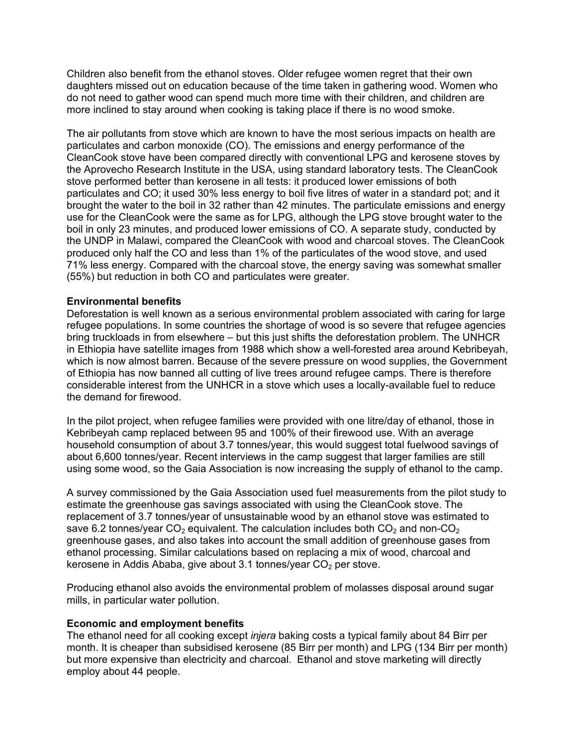Children also benefit from the ethanol stoves. Older refugee women regret that their own daughters missed out on education because of the time taken in gathering wood. Women who do not need to gather wood can spend much more time with their children, and children are more inclined to stay around when cooking is taking place if there is no wood smoke.

The air pollutants from stove which are known to have the most serious impacts on health are particulates and carbon monoxide (CO). The emissions and energy performance of the CleanCook stove have been compared directly with conventional LPG and kerosene stoves by the Aprovecho Research Institute in the USA, using standard laboratory tests. The CleanCook stove performed better than kerosene in all tests: it produced lower emissions of both particulates and CO; it used 30% less energy to boil five litres of water in a standard pot; and it brought the water to the boil in 32 rather than 42 minutes. The particulate emissions and energy use for the CleanCook were the same as for LPG, although the LPG stove brought water to the boil in only 23 minutes, and produced lower emissions of CO. A separate study, conducted by the UNDP in Malawi, compared the CleanCook with wood and charcoal stoves. The CleanCook produced only half the CO and less than 1% of the particulates of the wood stove, and used 71% less energy. Compared with the charcoal stove, the energy saving was somewhat smaller (55%) but reduction in both CO and particulates were greater.

**Environmental benefits**

Deforestation is well known as a serious environmental problem associated with caring for large refugee populations. In some countries the shortage of wood is so severe that refugee agencies bring truckloads in from elsewhere – but this just shifts the deforestation problem. The UNHCR in Ethiopia have satellite images from 1988 which show a well-forested area around Kebribeyah, which is now almost barren. Because of the severe pressure on wood supplies, the Government of Ethiopia has now banned all cutting of live trees around refugee camps. There is therefore considerable interest from the UNHCR in a stove which uses a locally-available fuel to reduce the demand for firewood.

In the pilot project, when refugee families were provided with one litre/day of ethanol, those in Kebribeyah camp replaced between 95 and 100% of their firewood use. With an average household consumption of about 3.7 tonnes/year, this would suggest total fuelwood savings of about 6,600 tonnes/year. Recent interviews in the camp suggest that larger families are still using some wood, so the Gaia Association is now increasing the supply of ethanol to the camp.

A survey commissioned by the Gaia Association used fuel measurements from the pilot study to estimate the greenhouse gas savings associated with using the CleanCook stove. The replacement of 3.7 tonnes/year of unsustainable wood by an ethanol stove was estimated to save 6.2 tonnes/year $CO_2$ equivalent. The calculation includes both $CO_2$ and non-$CO_2$ greenhouse gases, and also takes into account the small addition of greenhouse gases from ethanol processing. Similar calculations based on replacing a mix of wood, charcoal and kerosene in Addis Ababa, give about 3.1 tonnes/year $CO_2$ per stove.

Producing ethanol also avoids the environmental problem of molasses disposal around sugar mills, in particular water pollution.

**Economic and employment benefits**

The ethanol need for all cooking except *injera* baking costs a typical family about 84 Birr per month. It is cheaper than subsidised kerosene (85 Birr per month) and LPG (134 Birr per month) but more expensive than electricity and charcoal. Ethanol and stove marketing will directly employ about 44 people.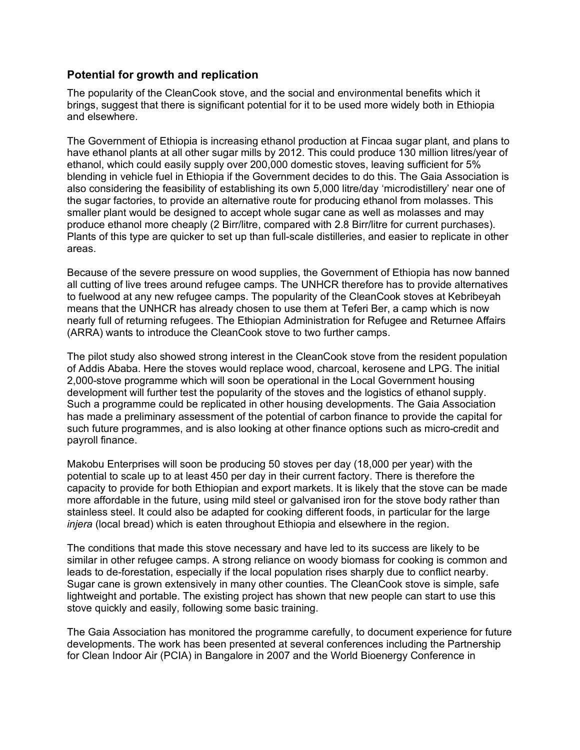## Potential for growth and replication

The popularity of the CleanCook stove, and the social and environmental benefits which it brings, suggest that there is significant potential for it to be used more widely both in Ethiopia and elsewhere.

The Government of Ethiopia is increasing ethanol production at Fincaa sugar plant, and plans to have ethanol plants at all other sugar mills by 2012. This could produce 130 million litres/year of ethanol, which could easily supply over 200,000 domestic stoves, leaving sufficient for 5% blending in vehicle fuel in Ethiopia if the Government decides to do this. The Gaia Association is also considering the feasibility of establishing its own 5,000 litre/day 'microdistillery' near one of the sugar factories, to provide an alternative route for producing ethanol from molasses. This smaller plant would be designed to accept whole sugar cane as well as molasses and may produce ethanol more cheaply (2 Birr/litre, compared with 2.8 Birr/litre for current purchases). Plants of this type are quicker to set up than full-scale distilleries, and easier to replicate in other areas.

Because of the severe pressure on wood supplies, the Government of Ethiopia has now banned all cutting of live trees around refugee camps. The UNHCR therefore has to provide alternatives to fuelwood at any new refugee camps. The popularity of the CleanCook stoves at Kebribeyah means that the UNHCR has already chosen to use them at Teferi Ber, a camp which is now nearly full of returning refugees. The Ethiopian Administration for Refugee and Returnee Affairs (ARRA) wants to introduce the CleanCook stove to two further camps.

The pilot study also showed strong interest in the CleanCook stove from the resident population of Addis Ababa. Here the stoves would replace wood, charcoal, kerosene and LPG. The initial 2,000-stove programme which will soon be operational in the Local Government housing development will further test the popularity of the stoves and the logistics of ethanol supply. Such a programme could be replicated in other housing developments. The Gaia Association has made a preliminary assessment of the potential of carbon finance to provide the capital for such future programmes, and is also looking at other finance options such as micro-credit and payroll finance.

Makobu Enterprises will soon be producing 50 stoves per day (18,000 per year) with the potential to scale up to at least 450 per day in their current factory. There is therefore the capacity to provide for both Ethiopian and export markets. It is likely that the stove can be made more affordable in the future, using mild steel or galvanised iron for the stove body rather than stainless steel. It could also be adapted for cooking different foods, in particular for the large *injera* (local bread) which is eaten throughout Ethiopia and elsewhere in the region.

The conditions that made this stove necessary and have led to its success are likely to be similar in other refugee camps. A strong reliance on woody biomass for cooking is common and leads to de-forestation, especially if the local population rises sharply due to conflict nearby. Sugar cane is grown extensively in many other counties. The CleanCook stove is simple, safe lightweight and portable. The existing project has shown that new people can start to use this stove quickly and easily, following some basic training.

The Gaia Association has monitored the programme carefully, to document experience for future developments. The work has been presented at several conferences including the Partnership for Clean Indoor Air (PCIA) in Bangalore in 2007 and the World Bioenergy Conference in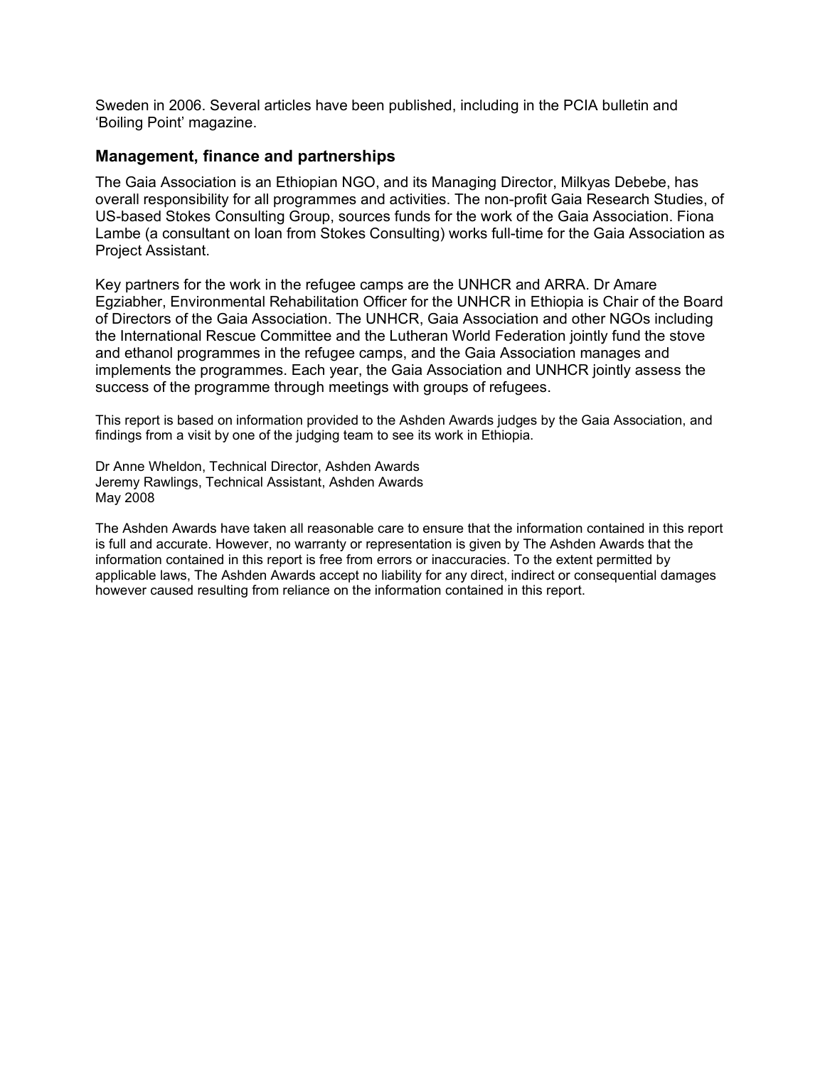Sweden in 2006. Several articles have been published, including in the PCIA bulletin and 'Boiling Point' magazine.

## Management, finance and partnerships

The Gaia Association is an Ethiopian NGO, and its Managing Director, Milkyas Debebe, has overall responsibility for all programmes and activities. The non-profit Gaia Research Studies, of US-based Stokes Consulting Group, sources funds for the work of the Gaia Association. Fiona Lambe (a consultant on loan from Stokes Consulting) works full-time for the Gaia Association as Project Assistant.

Key partners for the work in the refugee camps are the UNHCR and ARRA. Dr Amare Egziabher, Environmental Rehabilitation Officer for the UNHCR in Ethiopia is Chair of the Board of Directors of the Gaia Association. The UNHCR, Gaia Association and other NGOs including the International Rescue Committee and the Lutheran World Federation jointly fund the stove and ethanol programmes in the refugee camps, and the Gaia Association manages and implements the programmes. Each year, the Gaia Association and UNHCR jointly assess the success of the programme through meetings with groups of refugees.

This report is based on information provided to the Ashden Awards judges by the Gaia Association, and findings from a visit by one of the judging team to see its work in Ethiopia.

Dr Anne Wheldon, Technical Director, Ashden Awards
Jeremy Rawlings, Technical Assistant, Ashden Awards
May 2008

The Ashden Awards have taken all reasonable care to ensure that the information contained in this report is full and accurate. However, no warranty or representation is given by The Ashden Awards that the information contained in this report is free from errors or inaccuracies. To the extent permitted by applicable laws, The Ashden Awards accept no liability for any direct, indirect or consequential damages however caused resulting from reliance on the information contained in this report.